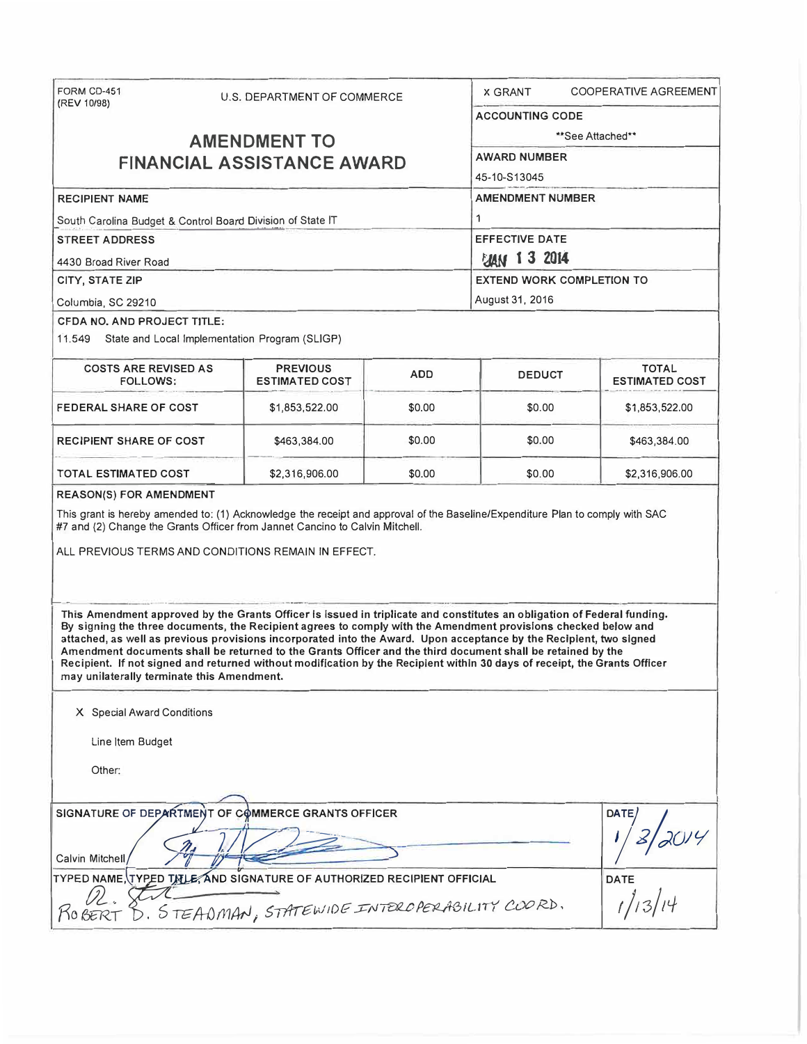FORM CD-451
(REV 10/98)

U.S. DEPARTMENT OF COMMERCE

# AMENDMENT TO FINANCIAL ASSISTANCE AWARD

X GRANT    COOPERATIVE AGREEMENT

**ACCOUNTING CODE**

\*\*See Attached\*\*

**AWARD NUMBER**

45-10-S13045

**RECIPIENT NAME**

South Carolina Budget & Control Board Division of State IT

**AMENDMENT NUMBER**

1

**STREET ADDRESS**

4430 Broad River Road

**EFFECTIVE DATE**

JAN 13 2014

**CITY, STATE ZIP**

Columbia, SC 29210

**EXTEND WORK COMPLETION TO**

August 31, 2016

**CFDA NO. AND PROJECT TITLE:**

11.549 State and Local Implementation Program (SLIGP)

| COSTS ARE REVISED AS FOLLOWS: | PREVIOUS ESTIMATED COST | ADD | DEDUCT | TOTAL ESTIMATED COST |
|---|---|---|---|---|
| FEDERAL SHARE OF COST | $1,853,522.00 | $0.00 | $0.00 | $1,853,522.00 |
| RECIPIENT SHARE OF COST | $463,384.00 | $0.00 | $0.00 | $463,384.00 |
| TOTAL ESTIMATED COST | $2,316,906.00 | $0.00 | $0.00 | $2,316,906.00 |

**REASON(S) FOR AMENDMENT**

This grant is hereby amended to: (1) Acknowledge the receipt and approval of the Baseline/Expenditure Plan to comply with SAC #7 and (2) Change the Grants Officer from Jannet Cancino to Calvin Mitchell.

ALL PREVIOUS TERMS AND CONDITIONS REMAIN IN EFFECT.

**This Amendment approved by the Grants Officer is issued in triplicate and constitutes an obligation of Federal funding. By signing the three documents, the Recipient agrees to comply with the Amendment provisions checked below and attached, as well as previous provisions incorporated into the Award. Upon acceptance by the Recipient, two signed Amendment documents shall be returned to the Grants Officer and the third document shall be retained by the Recipient. If not signed and returned without modification by the Recipient within 30 days of receipt, the Grants Officer may unilaterally terminate this Amendment.**

X Special Award Conditions

Line Item Budget

Other:

**SIGNATURE OF DEPARTMENT OF COMMERCE GRANTS OFFICER**

Calvin Mitchell

**DATE**

1/3/2014

**TYPED NAME, TYPED TITLE, AND SIGNATURE OF AUTHORIZED RECIPIENT OFFICIAL**

ROBERT D. STEADMAN, STATEWIDE INTEROPERABILITY COORD.

**DATE**

1/13/14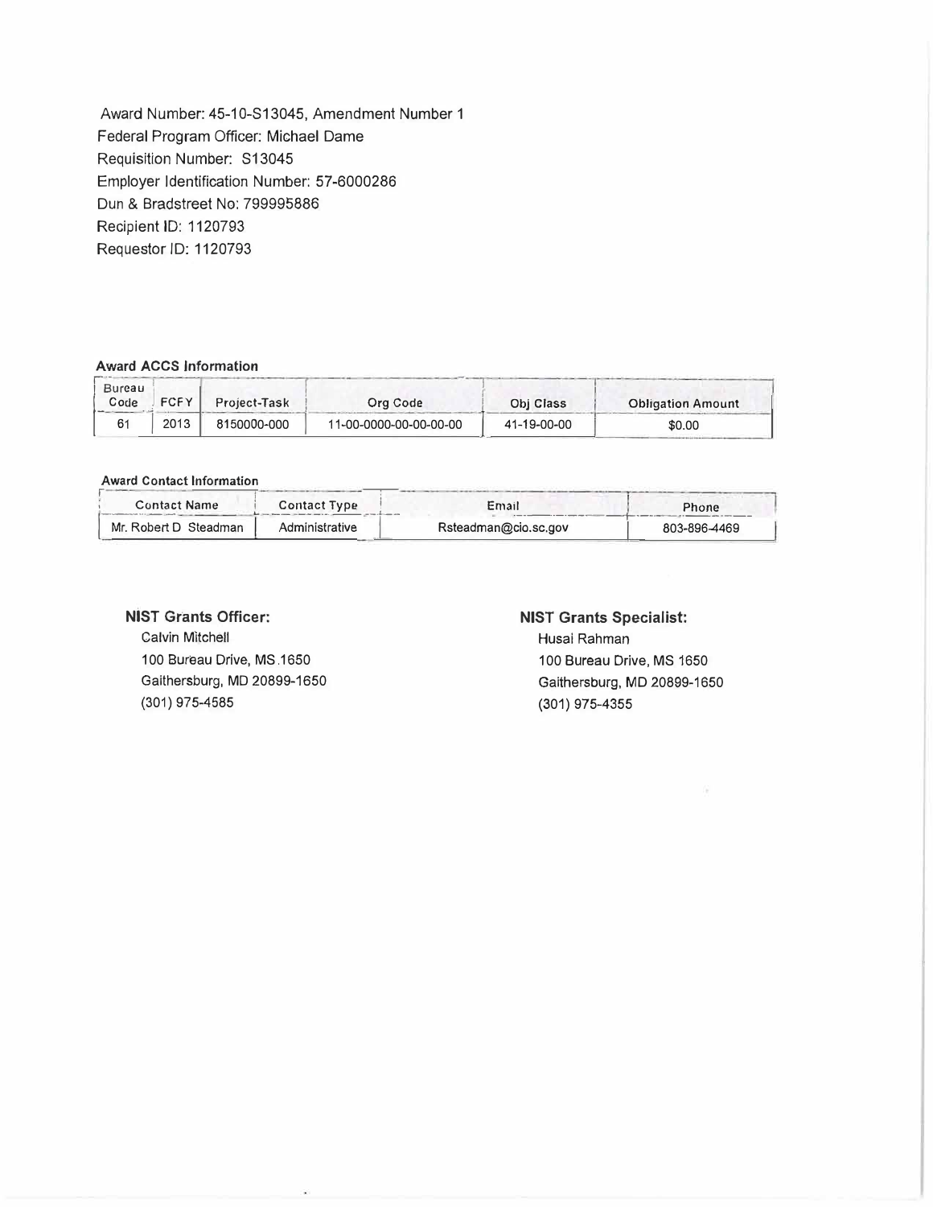Award Number: 45-10-S13045, Amendment Number 1
Federal Program Officer: Michael Dame
Requisition Number: S13045
Employer Identification Number: 57-6000286
Dun & Bradstreet No: 799995886
Recipient ID: 1120793
Requestor ID: 1120793

**Award ACCS Information**

| Bureau Code | FCFY | Project-Task | Org Code | Obj Class | Obligation Amount |
|---|---|---|---|---|---|
| 61 | 2013 | 8150000-000 | 11-00-0000-00-00-00-00 | 41-19-00-00 | $0.00 |

**Award Contact Information**

| Contact Name | Contact Type | Email | Phone |
|---|---|---|---|
| Mr. Robert D Steadman | Administrative | Rsteadman@cio.sc.gov | 803-896-4469 |

**NIST Grants Officer:**
Calvin Mitchell
100 Bureau Drive, MS.1650
Gaithersburg, MD 20899-1650
(301) 975-4585

**NIST Grants Specialist:**
Husai Rahman
100 Bureau Drive, MS 1650
Gaithersburg, MD 20899-1650
(301) 975-4355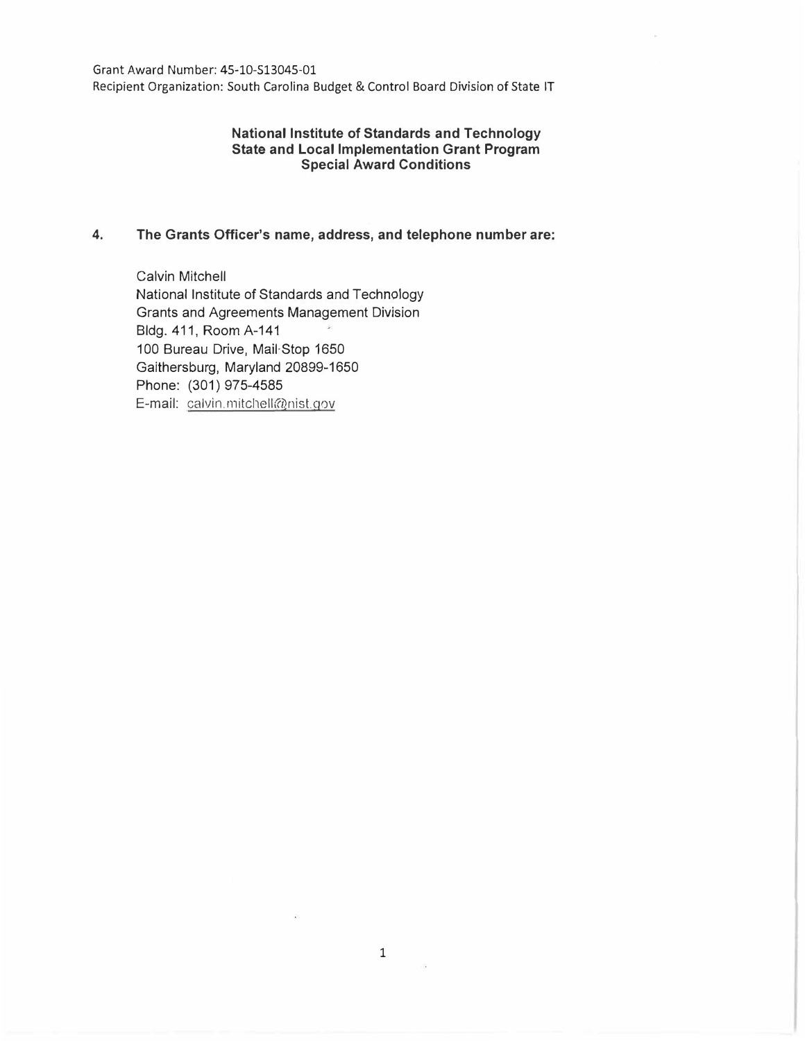Grant Award Number: 45-10-S13045-01
Recipient Organization: South Carolina Budget & Control Board Division of State IT

**National Institute of Standards and Technology**
**State and Local Implementation Grant Program**
**Special Award Conditions**

**4. The Grants Officer's name, address, and telephone number are:**

Calvin Mitchell
National Institute of Standards and Technology
Grants and Agreements Management Division
Bldg. 411, Room A-141
100 Bureau Drive, Mail Stop 1650
Gaithersburg, Maryland 20899-1650
Phone: (301) 975-4585
E-mail: calvin.mitchell@nist.gov